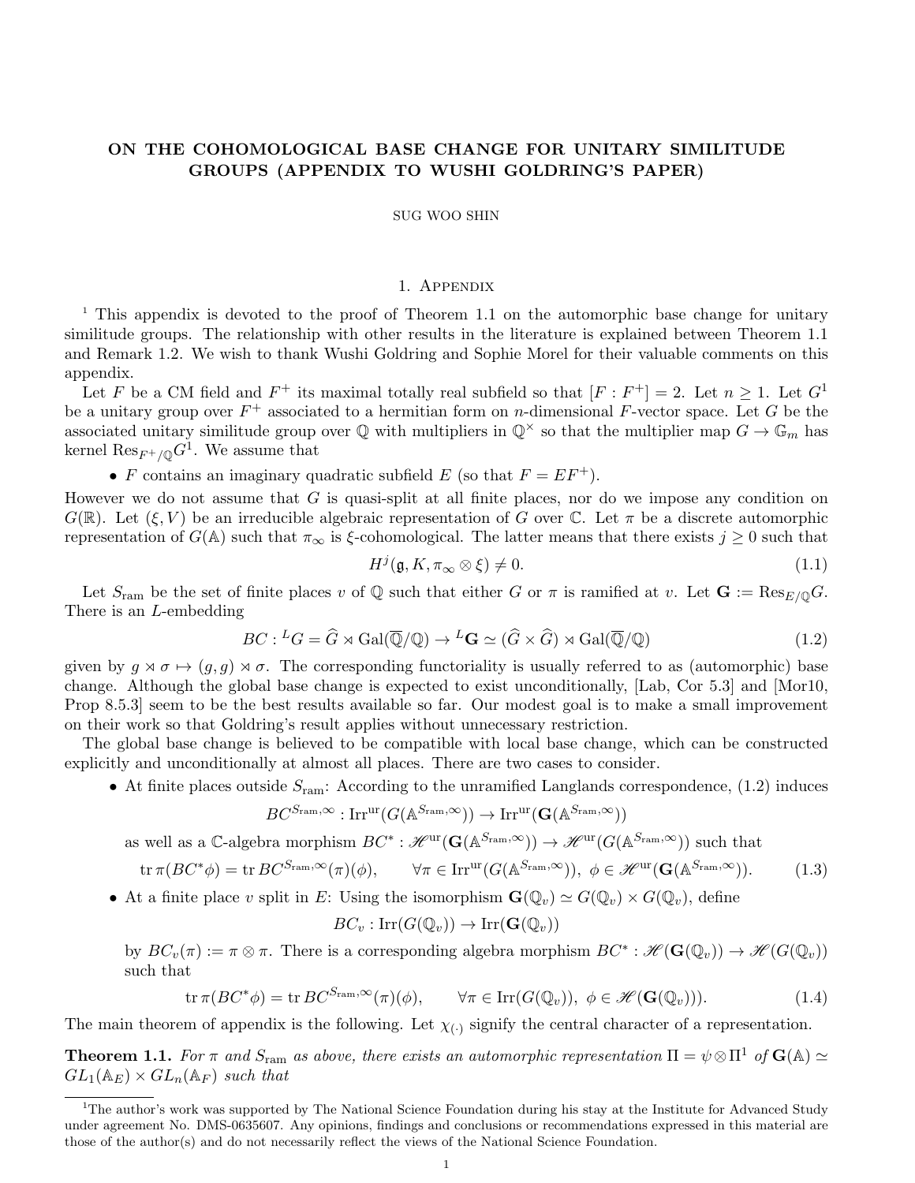# ON THE COHOMOLOGICAL BASE CHANGE FOR UNITARY SIMILITUDE GROUPS (APPENDIX TO WUSHI GOLDRING'S PAPER)

SUG WOO SHIN

## 1. Appendix

[1] This appendix is devoted to the proof of Theorem 1.1 on the automorphic base change for unitary similitude groups. The relationship with other results in the literature is explained between Theorem 1.1 and Remark 1.2. We wish to thank Wushi Goldring and Sophie Morel for their valuable comments on this appendix.

Let $F$ be a CM field and $F^+$ its maximal totally real subfield so that $[F : F^+] = 2$. Let $n \geq 1$. Let $G^1$ be a unitary group over $F^+$ associated to a hermitian form on $n$-dimensional $F$-vector space. Let $G$ be the associated unitary similitude group over $\mathbb{Q}$ with multipliers in $\mathbb{Q}^\times$ so that the multiplier map $G \to \mathbb{G}_m$ has kernel $\mathrm{Res}_{F^+/\mathbb{Q}} G^1$. We assume that

- $F$ contains an imaginary quadratic subfield $E$ (so that $F = EF^+$).

However we do not assume that $G$ is quasi-split at all finite places, nor do we impose any condition on $G(\mathbb{R})$. Let $(\xi, V)$ be an irreducible algebraic representation of $G$ over $\mathbb{C}$. Let $\pi$ be a discrete automorphic representation of $G(\mathbb{A})$ such that $\pi_\infty$ is $\xi$-cohomological. The latter means that there exists $j \geq 0$ such that

$$H^j(\mathfrak{g}, K, \pi_\infty \otimes \xi) \neq 0. \tag{1.1}$$

Let $S_{\mathrm{ram}}$ be the set of finite places $v$ of $\mathbb{Q}$ such that either $G$ or $\pi$ is ramified at $v$. Let $\mathbf{G} := \mathrm{Res}_{E/\mathbb{Q}} G$. There is an $L$-embedding

$$BC : {}^L G = \widehat{G} \rtimes \mathrm{Gal}(\overline{\mathbb{Q}}/\mathbb{Q}) \to {}^L\mathbf{G} \simeq (\widehat{G} \times \widehat{G}) \rtimes \mathrm{Gal}(\overline{\mathbb{Q}}/\mathbb{Q}) \tag{1.2}$$

given by $g \rtimes \sigma \mapsto (g, g) \rtimes \sigma$. The corresponding functoriality is usually referred to as (automorphic) base change. Although the global base change is expected to exist unconditionally, [Lab, Cor 5.3] and [Mor10, Prop 8.5.3] seem to be the best results available so far. Our modest goal is to make a small improvement on their work so that Goldring's result applies without unnecessary restriction.

The global base change is believed to be compatible with local base change, which can be constructed explicitly and unconditionally at almost all places. There are two cases to consider.

- At finite places outside $S_{\mathrm{ram}}$: According to the unramified Langlands correspondence, (1.2) induces
$$BC^{S_{\mathrm{ram}},\infty} : \mathrm{Irr}^{\mathrm{ur}}(G(\mathbb{A}^{S_{\mathrm{ram}},\infty})) \to \mathrm{Irr}^{\mathrm{ur}}(\mathbf{G}(\mathbb{A}^{S_{\mathrm{ram}},\infty}))$$
as well as a $\mathbb{C}$-algebra morphism $BC^* : \mathscr{H}^{\mathrm{ur}}(\mathbf{G}(\mathbb{A}^{S_{\mathrm{ram}},\infty})) \to \mathscr{H}^{\mathrm{ur}}(G(\mathbb{A}^{S_{\mathrm{ram}},\infty}))$ such that
$$\mathrm{tr}\,\pi(BC^*\phi) = \mathrm{tr}\,BC^{S_{\mathrm{ram}},\infty}(\pi)(\phi), \qquad \forall \pi \in \mathrm{Irr}^{\mathrm{ur}}(G(\mathbb{A}^{S_{\mathrm{ram}},\infty})),\ \phi \in \mathscr{H}^{\mathrm{ur}}(\mathbf{G}(\mathbb{A}^{S_{\mathrm{ram}},\infty})). \tag{1.3}$$
- At a finite place $v$ split in $E$: Using the isomorphism $\mathbf{G}(\mathbb{Q}_v) \simeq G(\mathbb{Q}_v) \times G(\mathbb{Q}_v)$, define
$$BC_v : \mathrm{Irr}(G(\mathbb{Q}_v)) \to \mathrm{Irr}(\mathbf{G}(\mathbb{Q}_v))$$
by $BC_v(\pi) := \pi \otimes \pi$. There is a corresponding algebra morphism $BC^* : \mathscr{H}(\mathbf{G}(\mathbb{Q}_v)) \to \mathscr{H}(G(\mathbb{Q}_v))$ such that
$$\mathrm{tr}\,\pi(BC^*\phi) = \mathrm{tr}\,BC^{S_{\mathrm{ram}},\infty}(\pi)(\phi), \qquad \forall \pi \in \mathrm{Irr}(G(\mathbb{Q}_v)),\ \phi \in \mathscr{H}(\mathbf{G}(\mathbb{Q}_v))). \tag{1.4}$$

The main theorem of appendix is the following. Let $\chi_{(\cdot)}$ signify the central character of a representation.

**Theorem 1.1.** *For $\pi$ and $S_{\mathrm{ram}}$ as above, there exists an automorphic representation $\Pi = \psi \otimes \Pi^1$ of $\mathbf{G}(\mathbb{A}) \simeq GL_1(\mathbb{A}_E) \times GL_n(\mathbb{A}_F)$ such that*

[1] The author's work was supported by The National Science Foundation during his stay at the Institute for Advanced Study under agreement No. DMS-0635607. Any opinions, findings and conclusions or recommendations expressed in this material are those of the author(s) and do not necessarily reflect the views of the National Science Foundation.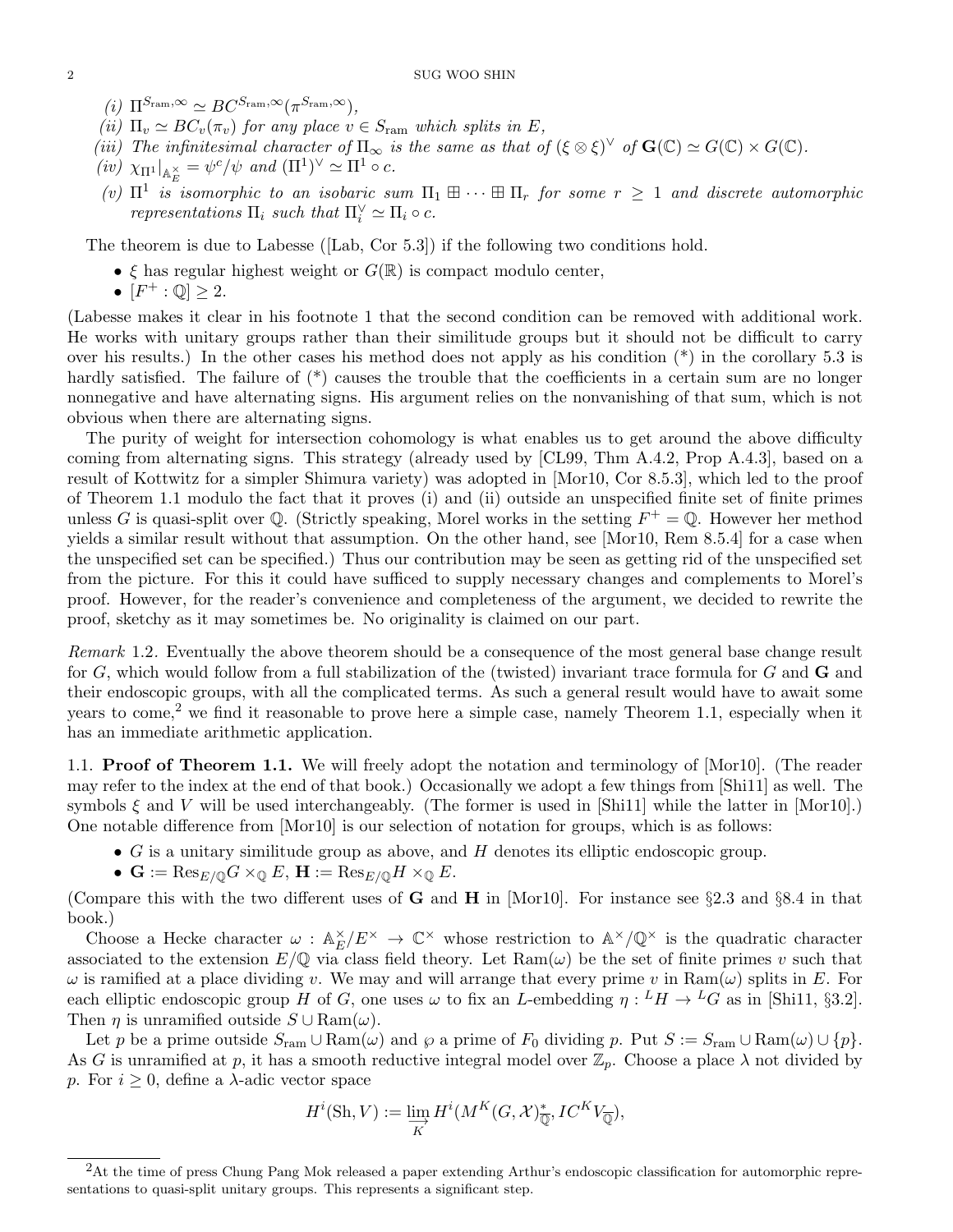*(i)* $\Pi^{S_{\mathrm{ram}},\infty} \simeq BC^{S_{\mathrm{ram}},\infty}(\pi^{S_{\mathrm{ram}},\infty})$,

*(ii)* $\Pi_v \simeq BC_v(\pi_v)$ *for any place* $v \in S_{\mathrm{ram}}$ *which splits in* $E$,

*(iii) The infinitesimal character of* $\Pi_\infty$ *is the same as that of* $(\xi \otimes \xi)^\vee$ *of* $\mathbf{G}(\mathbb{C}) \simeq G(\mathbb{C}) \times G(\mathbb{C})$.

*(iv)* $\chi_{\Pi^1}|_{\mathbb{A}_E^\times} = \psi^c/\psi$ *and* $(\Pi^1)^\vee \simeq \Pi^1 \circ c$.

*(v)* $\Pi^1$ *is isomorphic to an isobaric sum* $\Pi_1 \boxplus \cdots \boxplus \Pi_r$ *for some* $r \geq 1$ *and discrete automorphic representations* $\Pi_i$ *such that* $\Pi_i^\vee \simeq \Pi_i \circ c$.

The theorem is due to Labesse ([Lab, Cor 5.3]) if the following two conditions hold.

- $\xi$ has regular highest weight or $G(\mathbb{R})$ is compact modulo center,
- $[F^+ : \mathbb{Q}] \geq 2$.

(Labesse makes it clear in his footnote 1 that the second condition can be removed with additional work. He works with unitary groups rather than their similitude groups but it should not be difficult to carry over his results.) In the other cases his method does not apply as his condition (\*) in the corollary 5.3 is hardly satisfied. The failure of (\*) causes the trouble that the coefficients in a certain sum are no longer nonnegative and have alternating signs. His argument relies on the nonvanishing of that sum, which is not obvious when there are alternating signs.

The purity of weight for intersection cohomology is what enables us to get around the above difficulty coming from alternating signs. This strategy (already used by [CL99, Thm A.4.2, Prop A.4.3], based on a result of Kottwitz for a simpler Shimura variety) was adopted in [Mor10, Cor 8.5.3], which led to the proof of Theorem 1.1 modulo the fact that it proves (i) and (ii) outside an unspecified finite set of finite primes unless $G$ is quasi-split over $\mathbb{Q}$. (Strictly speaking, Morel works in the setting $F^+ = \mathbb{Q}$. However her method yields a similar result without that assumption. On the other hand, see [Mor10, Rem 8.5.4] for a case when the unspecified set can be specified.) Thus our contribution may be seen as getting rid of the unspecified set from the picture. For this it could have sufficed to supply necessary changes and complements to Morel's proof. However, for the reader's convenience and completeness of the argument, we decided to rewrite the proof, sketchy as it may sometimes be. No originality is claimed on our part.

*Remark* 1.2. Eventually the above theorem should be a consequence of the most general base change result for $G$, which would follow from a full stabilization of the (twisted) invariant trace formula for $G$ and $\mathbf{G}$ and their endoscopic groups, with all the complicated terms. As such a general result would have to await some years to come,[2] we find it reasonable to prove here a simple case, namely Theorem 1.1, especially when it has an immediate arithmetic application.

### 1.1. Proof of Theorem 1.1.

We will freely adopt the notation and terminology of [Mor10]. (The reader may refer to the index at the end of that book.) Occasionally we adopt a few things from [Shi11] as well. The symbols $\xi$ and $V$ will be used interchangeably. (The former is used in [Shi11] while the latter in [Mor10].) One notable difference from [Mor10] is our selection of notation for groups, which is as follows:

- $G$ is a unitary similitude group as above, and $H$ denotes its elliptic endoscopic group.
- $\mathbf{G} := \mathrm{Res}_{E/\mathbb{Q}} G \times_{\mathbb{Q}} E$, $\mathbf{H} := \mathrm{Res}_{E/\mathbb{Q}} H \times_{\mathbb{Q}} E$.

(Compare this with the two different uses of $\mathbf{G}$ and $\mathbf{H}$ in [Mor10]. For instance see §2.3 and §8.4 in that book.)

Choose a Hecke character $\omega : \mathbb{A}_E^\times / E^\times \to \mathbb{C}^\times$ whose restriction to $\mathbb{A}^\times/\mathbb{Q}^\times$ is the quadratic character associated to the extension $E/\mathbb{Q}$ via class field theory. Let $\mathrm{Ram}(\omega)$ be the set of finite primes $v$ such that $\omega$ is ramified at a place dividing $v$. We may and will arrange that every prime $v$ in $\mathrm{Ram}(\omega)$ splits in $E$. For each elliptic endoscopic group $H$ of $G$, one uses $\omega$ to fix an $L$-embedding $\eta : {}^L H \to {}^L G$ as in [Shi11, §3.2]. Then $\eta$ is unramified outside $S \cup \mathrm{Ram}(\omega)$.

Let $p$ be a prime outside $S_{\mathrm{ram}} \cup \mathrm{Ram}(\omega)$ and $\wp$ a prime of $F_0$ dividing $p$. Put $S := S_{\mathrm{ram}} \cup \mathrm{Ram}(\omega) \cup \{p\}$. As $G$ is unramified at $p$, it has a smooth reductive integral model over $\mathbb{Z}_p$. Choose a place $\lambda$ not divided by $p$. For $i \geq 0$, define a $\lambda$-adic vector space

$$H^i(\mathrm{Sh}, V) := \varinjlim_{K} H^i(M^K(G, \mathcal{X})^*_{\overline{\mathbb{Q}}}, IC^K V_{\overline{\mathbb{Q}}}),$$

[2] At the time of press Chung Pang Mok released a paper extending Arthur's endoscopic classification for automorphic representations to quasi-split unitary groups. This represents a significant step.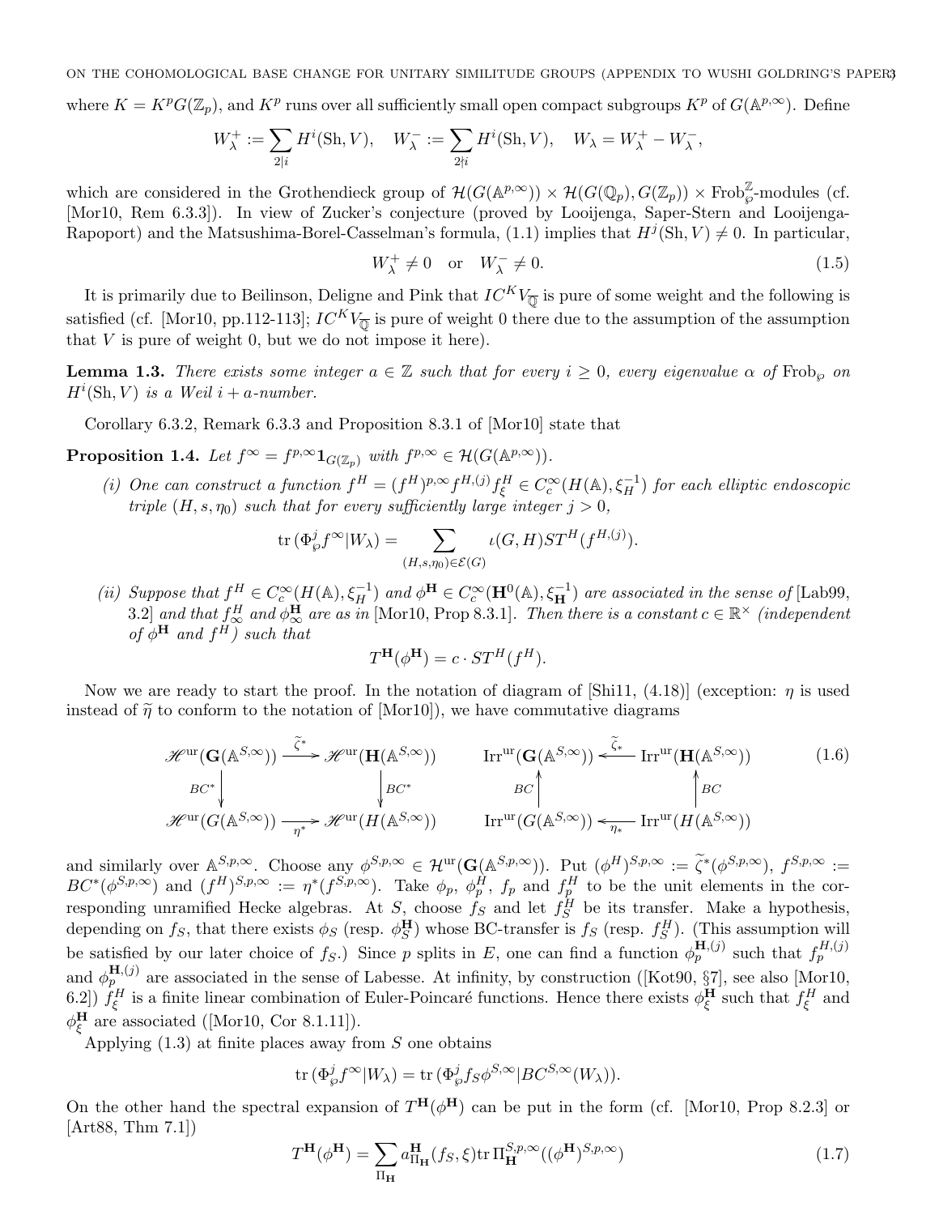where $K = K^p G(\mathbb{Z}_p)$, and $K^p$ runs over all sufficiently small open compact subgroups $K^p$ of $G(\mathbb{A}^{p,\infty})$. Define

$$W_\lambda^+ := \sum_{2|i} H^i(\mathrm{Sh}, V), \quad W_\lambda^- := \sum_{2\nmid i} H^i(\mathrm{Sh}, V), \quad W_\lambda = W_\lambda^+ - W_\lambda^-,$$

which are considered in the Grothendieck group of $\mathcal{H}(G(\mathbb{A}^{p,\infty})) \times \mathcal{H}(G(\mathbb{Q}_p), G(\mathbb{Z}_p)) \times \mathrm{Frob}_\wp^{\mathbb{Z}}$-modules (cf. [Mor10, Rem 6.3.3]). In view of Zucker's conjecture (proved by Looijenga, Saper-Stern and Looijenga-Rapoport) and the Matsushima-Borel-Casselman's formula, (1.1) implies that $H^j(\mathrm{Sh}, V) \neq 0$. In particular,

$$W_\lambda^+ \neq 0 \quad \text{or} \quad W_\lambda^- \neq 0. \tag{1.5}$$

It is primarily due to Beilinson, Deligne and Pink that $IC^K V_{\overline{\mathbb{Q}}}$ is pure of some weight and the following is satisfied (cf. [Mor10, pp.112-113]; $IC^K V_{\overline{\mathbb{Q}}}$ is pure of weight 0 there due to the assumption of the assumption that $V$ is pure of weight 0, but we do not impose it here).

**Lemma 1.3.** *There exists some integer $a \in \mathbb{Z}$ such that for every $i \geq 0$, every eigenvalue $\alpha$ of $\mathrm{Frob}_\wp$ on $H^i(\mathrm{Sh}, V)$ is a Weil $i + a$-number.*

Corollary 6.3.2, Remark 6.3.3 and Proposition 8.3.1 of [Mor10] state that

**Proposition 1.4.** *Let $f^\infty = f^{p,\infty} \mathbf{1}_{G(\mathbb{Z}_p)}$ with $f^{p,\infty} \in \mathcal{H}(G(\mathbb{A}^{p,\infty}))$.*

*(i) One can construct a function $f^H = (f^H)^{p,\infty} f^{H,(j)} f^H_\xi \in C_c^\infty(H(\mathbb{A}), \xi_H^{-1})$ for each elliptic endoscopic triple $(H, s, \eta_0)$ such that for every sufficiently large integer $j > 0$,*

$$\mathrm{tr}\,(\Phi_\wp^j f^\infty | W_\lambda) = \sum_{(H,s,\eta_0) \in \mathcal{E}(G)} \iota(G,H) ST^H(f^{H,(j)}).$$

*(ii) Suppose that $f^H \in C_c^\infty(H(\mathbb{A}), \xi_H^{-1})$ and $\phi^{\mathbf{H}} \in C_c^\infty(\mathbf{H}^0(\mathbb{A}), \xi_{\mathbf{H}}^{-1})$ are associated in the sense of [Lab99, 3.2] and that $f^H_\infty$ and $\phi^{\mathbf{H}}_\infty$ are as in [Mor10, Prop 8.3.1]. Then there is a constant $c \in \mathbb{R}^\times$ (independent of $\phi^{\mathbf{H}}$ and $f^H$) such that*

$$T^{\mathbf{H}}(\phi^{\mathbf{H}}) = c \cdot ST^H(f^H).$$

Now we are ready to start the proof. In the notation of diagram of [Shi11, (4.18)] (exception: $\eta$ is used instead of $\widetilde{\eta}$ to conform to the notation of [Mor10]), we have commutative diagrams

$$\begin{array}{ccc} \mathscr{H}^{\mathrm{ur}}(\mathbf{G}(\mathbb{A}^{S,\infty})) & \xrightarrow{\widetilde{\zeta}^*} & \mathscr{H}^{\mathrm{ur}}(\mathbf{H}(\mathbb{A}^{S,\infty})) \\ \downarrow BC^* & & \downarrow BC^* \\ \mathscr{H}^{\mathrm{ur}}(G(\mathbb{A}^{S,\infty})) & \xrightarrow{\eta^*} & \mathscr{H}^{\mathrm{ur}}(H(\mathbb{A}^{S,\infty})) \end{array} \qquad \begin{array}{ccc} \mathrm{Irr}^{\mathrm{ur}}(\mathbf{G}(\mathbb{A}^{S,\infty})) & \xleftarrow{\widetilde{\zeta}_*} & \mathrm{Irr}^{\mathrm{ur}}(\mathbf{H}(\mathbb{A}^{S,\infty})) \\ \uparrow BC & & \uparrow BC \\ \mathrm{Irr}^{\mathrm{ur}}(G(\mathbb{A}^{S,\infty})) & \xleftarrow{\eta_*} & \mathrm{Irr}^{\mathrm{ur}}(H(\mathbb{A}^{S,\infty})) \end{array} \tag{1.6}$$

and similarly over $\mathbb{A}^{S,p,\infty}$. Choose any $\phi^{S,p,\infty} \in \mathcal{H}^{\mathrm{ur}}(\mathbf{G}(\mathbb{A}^{S,p,\infty}))$. Put $(\phi^H)^{S,p,\infty} := \widetilde{\zeta}^*(\phi^{S,p,\infty})$, $f^{S,p,\infty} := BC^*(\phi^{S,p,\infty})$ and $(f^H)^{S,p,\infty} := \eta^*(f^{S,p,\infty})$. Take $\phi_p$, $\phi_p^H$, $f_p$ and $f_p^H$ to be the unit elements in the corresponding unramified Hecke algebras. At $S$, choose $f_S$ and let $f_S^H$ be its transfer. Make a hypothesis, depending on $f_S$, that there exists $\phi_S$ (resp. $\phi_S^{\mathbf{H}}$) whose BC-transfer is $f_S$ (resp. $f_S^H$). (This assumption will be satisfied by our later choice of $f_S$.) Since $p$ splits in $E$, one can find a function $\phi_p^{\mathbf{H},(j)}$ such that $f_p^{H,(j)}$ and $\phi_p^{\mathbf{H},(j)}$ are associated in the sense of Labesse. At infinity, by construction ([Kot90, §7], see also [Mor10, 6.2]) $f^H_\xi$ is a finite linear combination of Euler-Poincaré functions. Hence there exists $\phi^{\mathbf{H}}_\xi$ such that $f^H_\xi$ and $\phi^{\mathbf{H}}_\xi$ are associated ([Mor10, Cor 8.1.11]).

Applying (1.3) at finite places away from $S$ one obtains

$$\mathrm{tr}\,(\Phi_\wp^j f^\infty | W_\lambda) = \mathrm{tr}\,(\Phi_\wp^j f_S \phi^{S,\infty} | BC^{S,\infty}(W_\lambda)).$$

On the other hand the spectral expansion of $T^{\mathbf{H}}(\phi^{\mathbf{H}})$ can be put in the form (cf. [Mor10, Prop 8.2.3] or [Art88, Thm 7.1])

$$T^{\mathbf{H}}(\phi^{\mathbf{H}}) = \sum_{\Pi_{\mathbf{H}}} a^{\mathbf{H}}_{\Pi_{\mathbf{H}}}(f_S, \xi) \mathrm{tr}\, \Pi^{S,p,\infty}_{\mathbf{H}}((\phi^{\mathbf{H}})^{S,p,\infty}) \tag{1.7}$$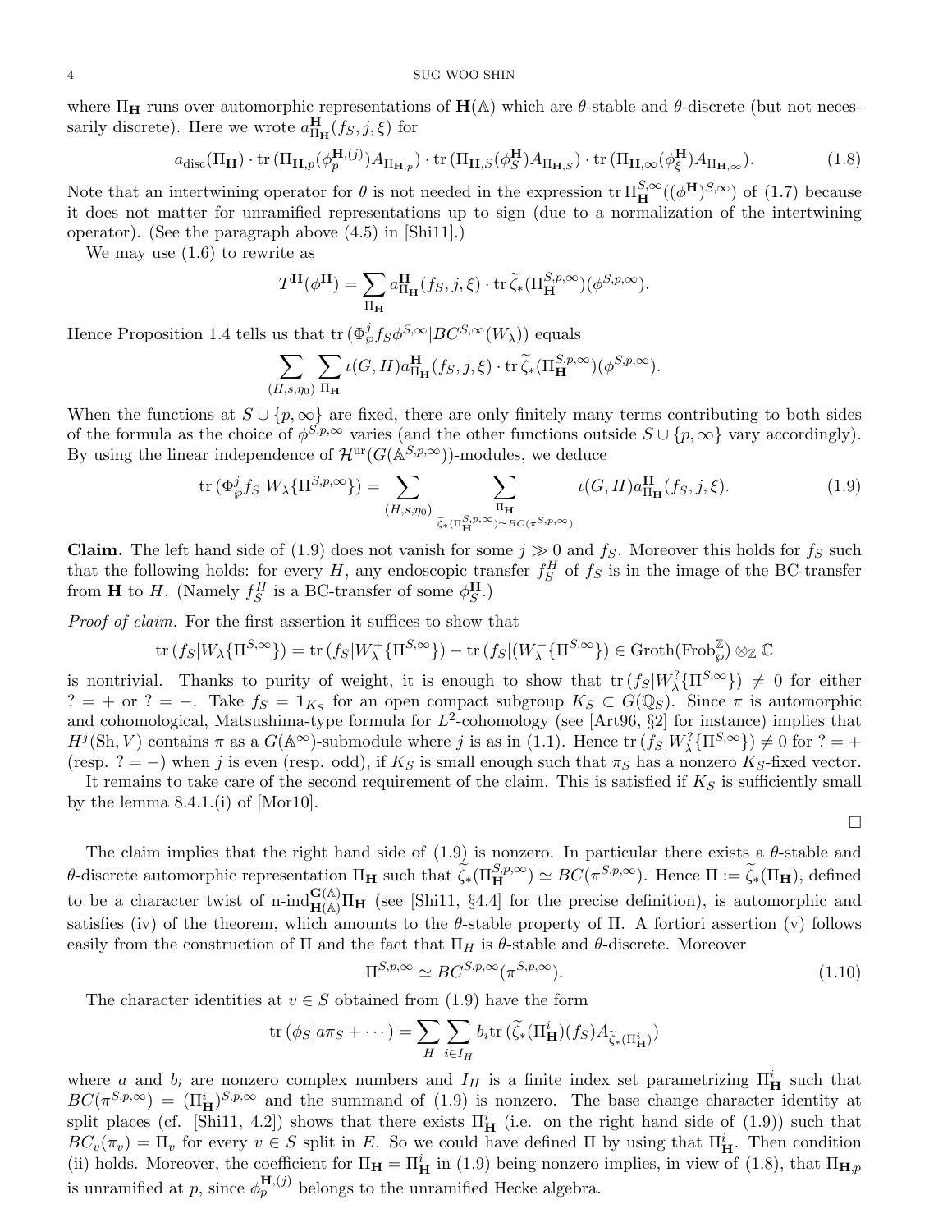where $\Pi_{\mathbf{H}}$ runs over automorphic representations of $\mathbf{H}(\mathbb{A})$ which are $\theta$-stable and $\theta$-discrete (but not necessarily discrete). Here we wrote $a^{\mathbf{H}}_{\Pi_{\mathbf{H}}}(f_S, j, \xi)$ for

$$a_{\mathrm{disc}}(\Pi_{\mathbf{H}}) \cdot \mathrm{tr}\,(\Pi_{\mathbf{H},p}(\phi_p^{\mathbf{H},(j)})A_{\Pi_{\mathbf{H},p}}) \cdot \mathrm{tr}\,(\Pi_{\mathbf{H},S}(\phi_S^{\mathbf{H}})A_{\Pi_{\mathbf{H},S}}) \cdot \mathrm{tr}\,(\Pi_{\mathbf{H},\infty}(\phi_\xi^{\mathbf{H}})A_{\Pi_{\mathbf{H},\infty}}). \tag{1.8}$$

Note that an intertwining operator for $\theta$ is not needed in the expression $\mathrm{tr}\,\Pi^{S,\infty}_{\mathbf{H}}((\phi^{\mathbf{H}})^{S,\infty})$ of (1.7) because it does not matter for unramified representations up to sign (due to a normalization of the intertwining operator). (See the paragraph above (4.5) in [Shi11].)

We may use (1.6) to rewrite as

$$T^{\mathbf{H}}(\phi^{\mathbf{H}}) = \sum_{\Pi_{\mathbf{H}}} a^{\mathbf{H}}_{\Pi_{\mathbf{H}}}(f_S, j, \xi) \cdot \mathrm{tr}\,\widetilde{\zeta}_*(\Pi^{S,p,\infty}_{\mathbf{H}})(\phi^{S,p,\infty}).$$

Hence Proposition 1.4 tells us that $\mathrm{tr}\,(\Phi^j_\wp f_S \phi^{S,\infty}|BC^{S,\infty}(W_\lambda))$ equals

$$\sum_{(H,s,\eta_0)} \sum_{\Pi_{\mathbf{H}}} \iota(G,H) a^{\mathbf{H}}_{\Pi_{\mathbf{H}}}(f_S, j, \xi) \cdot \mathrm{tr}\,\widetilde{\zeta}_*(\Pi^{S,p,\infty}_{\mathbf{H}})(\phi^{S,p,\infty}).$$

When the functions at $S \cup \{p, \infty\}$ are fixed, there are only finitely many terms contributing to both sides of the formula as the choice of $\phi^{S,p,\infty}$ varies (and the other functions outside $S \cup \{p, \infty\}$ vary accordingly). By using the linear independence of $\mathcal{H}^{\mathrm{ur}}(G(\mathbb{A}^{S,p,\infty}))$-modules, we deduce

$$\mathrm{tr}\,(\Phi^j_\wp f_S | W_\lambda\{\Pi^{S,p,\infty}\}) = \sum_{(H,s,\eta_0)} \sum_{\substack{\Pi_{\mathbf{H}} \\ \widetilde{\zeta}_*(\Pi^{S,p,\infty}_{\mathbf{H}}) \simeq BC(\pi^{S,p,\infty})}} \iota(G,H) a^{\mathbf{H}}_{\Pi_{\mathbf{H}}}(f_S, j, \xi). \tag{1.9}$$

**Claim.** The left hand side of (1.9) does not vanish for some $j \gg 0$ and $f_S$. Moreover this holds for $f_S$ such that the following holds: for every $H$, any endoscopic transfer $f^H_S$ of $f_S$ is in the image of the BC-transfer from $\mathbf{H}$ to $H$. (Namely $f^H_S$ is a BC-transfer of some $\phi^{\mathbf{H}}_S$.)

*Proof of claim.* For the first assertion it suffices to show that

$$\mathrm{tr}\,(f_S|W_\lambda\{\Pi^{S,\infty}\}) = \mathrm{tr}\,(f_S|W^+_\lambda\{\Pi^{S,\infty}\}) - \mathrm{tr}\,(f_S|(W^-_\lambda\{\Pi^{S,\infty}\}) \in \mathrm{Groth}(\mathrm{Frob}^{\mathbb{Z}}_\wp) \otimes_{\mathbb{Z}} \mathbb{C}$$

is nontrivial. Thanks to purity of weight, it is enough to show that $\mathrm{tr}\,(f_S|W^?_\lambda\{\Pi^{S,\infty}\}) \neq 0$ for either $? = +$ or $? = -$. Take $f_S = \mathbf{1}_{K_S}$ for an open compact subgroup $K_S \subset G(\mathbb{Q}_S)$. Since $\pi$ is automorphic and cohomological, Matsushima-type formula for $L^2$-cohomology (see [Art96, §2] for instance) implies that $H^j(\mathrm{Sh}, V)$ contains $\pi$ as a $G(\mathbb{A}^\infty)$-submodule where $j$ is as in (1.1). Hence $\mathrm{tr}\,(f_S|W^?_\lambda\{\Pi^{S,\infty}\}) \neq 0$ for $? = +$ (resp. $? = -$) when $j$ is even (resp. odd), if $K_S$ is small enough such that $\pi_S$ has a nonzero $K_S$-fixed vector.

It remains to take care of the second requirement of the claim. This is satisfied if $K_S$ is sufficiently small by the lemma 8.4.1.(i) of [Mor10]. $\square$

The claim implies that the right hand side of (1.9) is nonzero. In particular there exists a $\theta$-stable and $\theta$-discrete automorphic representation $\Pi_{\mathbf{H}}$ such that $\widetilde{\zeta}_*(\Pi^{S,p,\infty}_{\mathbf{H}}) \simeq BC(\pi^{S,p,\infty})$. Hence $\Pi := \widetilde{\zeta}_*(\Pi_{\mathbf{H}})$, defined to be a character twist of n-$\mathrm{ind}^{\mathbf{G}(\mathbb{A})}_{\mathbf{H}(\mathbb{A})}\Pi_{\mathbf{H}}$ (see [Shi11, §4.4] for the precise definition), is automorphic and satisfies (iv) of the theorem, which amounts to the $\theta$-stable property of $\Pi$. A fortiori assertion (v) follows easily from the construction of $\Pi$ and the fact that $\Pi_H$ is $\theta$-stable and $\theta$-discrete. Moreover

$$\Pi^{S,p,\infty} \simeq BC^{S,p,\infty}(\pi^{S,p,\infty}). \tag{1.10}$$

The character identities at $v \in S$ obtained from (1.9) have the form

$$\mathrm{tr}\,(\phi_S|a\pi_S + \cdots) = \sum_H \sum_{i \in I_H} b_i \mathrm{tr}\,(\widetilde{\zeta}_*(\Pi^i_{\mathbf{H}})(f_S)A_{\widetilde{\zeta}_*(\Pi^i_{\mathbf{H}})})$$

where $a$ and $b_i$ are nonzero complex numbers and $I_H$ is a finite index set parametrizing $\Pi^i_{\mathbf{H}}$ such that $BC(\pi^{S,p,\infty}) = (\Pi^i_{\mathbf{H}})^{S,p,\infty}$ and the summand of (1.9) is nonzero. The base change character identity at split places (cf. [Shi11, 4.2]) shows that there exists $\Pi^i_{\mathbf{H}}$ (i.e. on the right hand side of (1.9)) such that $BC_v(\pi_v) = \Pi_v$ for every $v \in S$ split in $E$. So we could have defined $\Pi$ by using that $\Pi^i_{\mathbf{H}}$. Then condition (ii) holds. Moreover, the coefficient for $\Pi_{\mathbf{H}} = \Pi^i_{\mathbf{H}}$ in (1.9) being nonzero implies, in view of (1.8), that $\Pi_{\mathbf{H},p}$ is unramified at $p$, since $\phi_p^{\mathbf{H},(j)}$ belongs to the unramified Hecke algebra.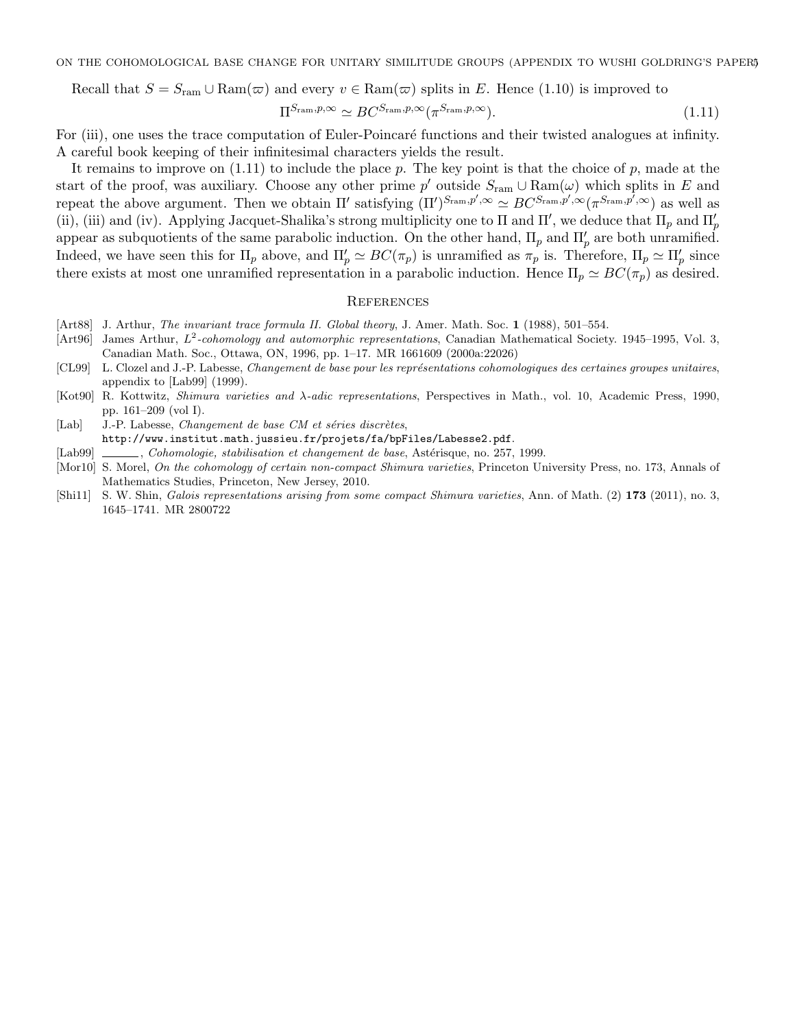Recall that $S = S_{\mathrm{ram}} \cup \mathrm{Ram}(\varpi)$ and every $v \in \mathrm{Ram}(\varpi)$ splits in $E$. Hence (1.10) is improved to

$$\Pi^{S_{\mathrm{ram}},p,\infty} \simeq BC^{S_{\mathrm{ram}},p,\infty}(\pi^{S_{\mathrm{ram}},p,\infty}). \tag{1.11}$$

For (iii), one uses the trace computation of Euler-Poincaré functions and their twisted analogues at infinity. A careful book keeping of their infinitesimal characters yields the result.

It remains to improve on (1.11) to include the place $p$. The key point is that the choice of $p$, made at the start of the proof, was auxiliary. Choose any other prime $p'$ outside $S_{\mathrm{ram}} \cup \mathrm{Ram}(\omega)$ which splits in $E$ and repeat the above argument. Then we obtain $\Pi'$ satisfying $(\Pi')^{S_{\mathrm{ram}},p',\infty} \simeq BC^{S_{\mathrm{ram}},p',\infty}(\pi^{S_{\mathrm{ram}},p',\infty})$ as well as (ii), (iii) and (iv). Applying Jacquet-Shalika's strong multiplicity one to $\Pi$ and $\Pi'$, we deduce that $\Pi_p$ and $\Pi'_p$ appear as subquotients of the same parabolic induction. On the other hand, $\Pi_p$ and $\Pi'_p$ are both unramified. Indeed, we have seen this for $\Pi_p$ above, and $\Pi'_p \simeq BC(\pi_p)$ is unramified as $\pi_p$ is. Therefore, $\Pi_p \simeq \Pi'_p$ since there exists at most one unramified representation in a parabolic induction. Hence $\Pi_p \simeq BC(\pi_p)$ as desired.

## References

[Art88] J. Arthur, *The invariant trace formula II. Global theory*, J. Amer. Math. Soc. **1** (1988), 501–554.

[Art96] James Arthur, *$L^2$-cohomology and automorphic representations*, Canadian Mathematical Society. 1945–1995, Vol. 3, Canadian Math. Soc., Ottawa, ON, 1996, pp. 1–17. MR 1661609 (2000a:22026)

[CL99] L. Clozel and J.-P. Labesse, *Changement de base pour les représentations cohomologiques des certaines groupes unitaires*, appendix to [Lab99] (1999).

[Kot90] R. Kottwitz, *Shimura varieties and λ-adic representations*, Perspectives in Math., vol. 10, Academic Press, 1990, pp. 161–209 (vol I).

[Lab] J.-P. Labesse, *Changement de base CM et séries discrètes*, `http://www.institut.math.jussieu.fr/projets/fa/bpFiles/Labesse2.pdf`.

[Lab99] ______, *Cohomologie, stabilisation et changement de base*, Astérisque, no. 257, 1999.

[Mor10] S. Morel, *On the cohomology of certain non-compact Shimura varieties*, Princeton University Press, no. 173, Annals of Mathematics Studies, Princeton, New Jersey, 2010.

[Shi11] S. W. Shin, *Galois representations arising from some compact Shimura varieties*, Ann. of Math. (2) **173** (2011), no. 3, 1645–1741. MR 2800722